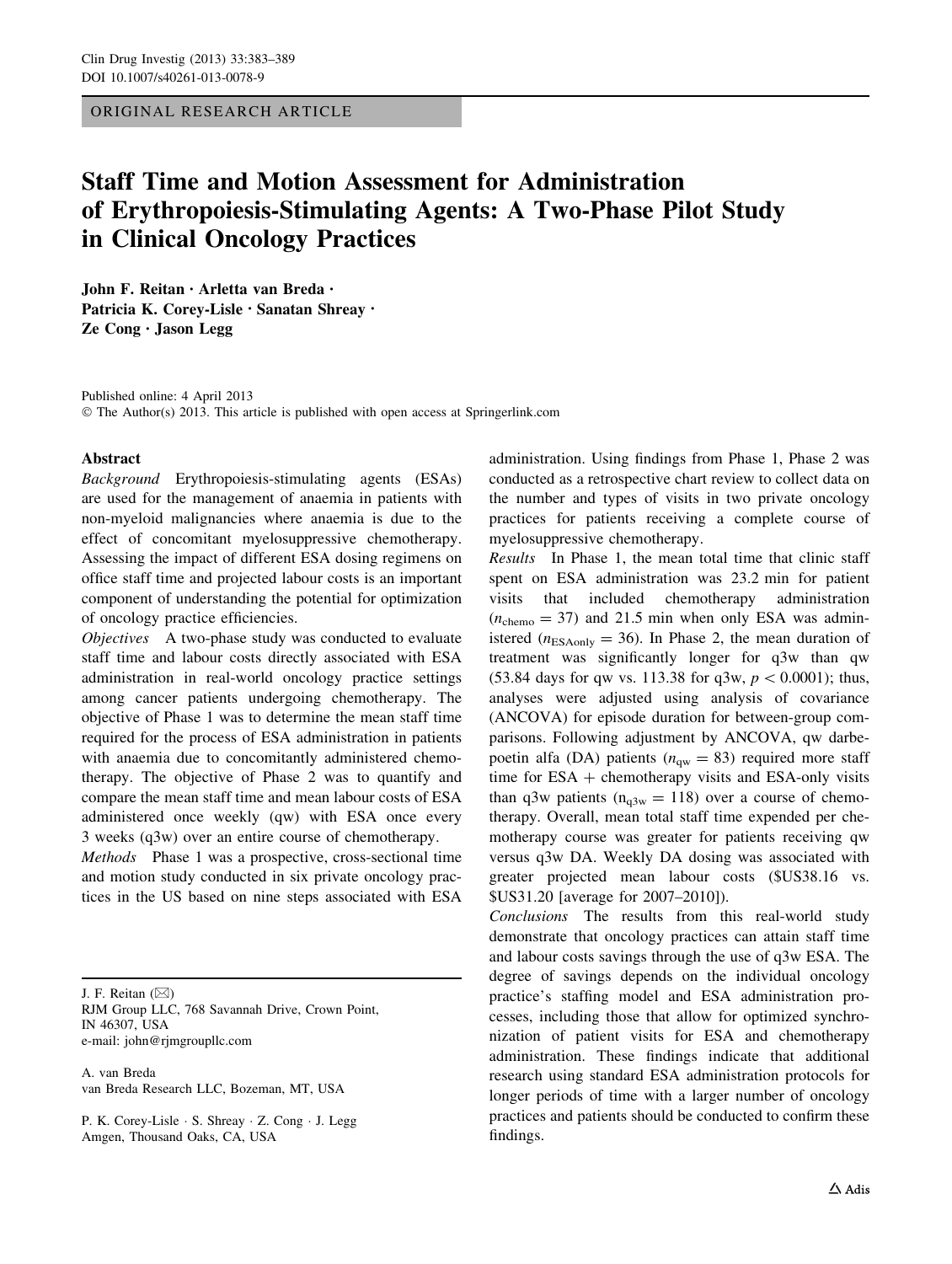ORIGINAL RESEARCH ARTICLE

# Staff Time and Motion Assessment for Administration of Erythropoiesis-Stimulating Agents: A Two-Phase Pilot Study in Clinical Oncology Practices

John F. Reitan · Arletta van Breda · Patricia K. Corey-Lisle · Sanatan Shreay · Ze Cong · Jason Legg

Published online: 4 April 2013
© The Author(s) 2013. This article is published with open access at Springerlink.com

## Abstract

*Background* Erythropoiesis-stimulating agents (ESAs) are used for the management of anaemia in patients with non-myeloid malignancies where anaemia is due to the effect of concomitant myelosuppressive chemotherapy. Assessing the impact of different ESA dosing regimens on office staff time and projected labour costs is an important component of understanding the potential for optimization of oncology practice efficiencies.

*Objectives* A two-phase study was conducted to evaluate staff time and labour costs directly associated with ESA administration in real-world oncology practice settings among cancer patients undergoing chemotherapy. The objective of Phase 1 was to determine the mean staff time required for the process of ESA administration in patients with anaemia due to concomitantly administered chemotherapy. The objective of Phase 2 was to quantify and compare the mean staff time and mean labour costs of ESA administered once weekly (qw) with ESA once every 3 weeks (q3w) over an entire course of chemotherapy.

*Methods* Phase 1 was a prospective, cross-sectional time and motion study conducted in six private oncology practices in the US based on nine steps associated with ESA administration. Using findings from Phase 1, Phase 2 was conducted as a retrospective chart review to collect data on the number and types of visits in two private oncology practices for patients receiving a complete course of myelosuppressive chemotherapy.

*Results* In Phase 1, the mean total time that clinic staff spent on ESA administration was 23.2 min for patient visits that included chemotherapy administration ($n_{\text{chemo}} = 37$) and 21.5 min when only ESA was administered ($n_{\text{ESAonly}} = 36$). In Phase 2, the mean duration of treatment was significantly longer for q3w than qw (53.84 days for qw vs. 113.38 for q3w, $p < 0.0001$); thus, analyses were adjusted using analysis of covariance (ANCOVA) for episode duration for between-group comparisons. Following adjustment by ANCOVA, qw darbepoetin alfa (DA) patients ($n_{\text{qw}} = 83$) required more staff time for ESA + chemotherapy visits and ESA-only visits than q3w patients ($n_{\text{q3w}} = 118$) over a course of chemotherapy. Overall, mean total staff time expended per chemotherapy course was greater for patients receiving qw versus q3w DA. Weekly DA dosing was associated with greater projected mean labour costs ($US38.16 vs. $US31.20 [average for 2007–2010]).

*Conclusions* The results from this real-world study demonstrate that oncology practices can attain staff time and labour costs savings through the use of q3w ESA. The degree of savings depends on the individual oncology practice's staffing model and ESA administration processes, including those that allow for optimized synchronization of patient visits for ESA and chemotherapy administration. These findings indicate that additional research using standard ESA administration protocols for longer periods of time with a larger number of oncology practices and patients should be conducted to confirm these findings.

---

J. F. Reitan (✉)
RJM Group LLC, 768 Savannah Drive, Crown Point, IN 46307, USA
e-mail: john@rjmgroupllc.com

A. van Breda
van Breda Research LLC, Bozeman, MT, USA

P. K. Corey-Lisle · S. Shreay · Z. Cong · J. Legg
Amgen, Thousand Oaks, CA, USA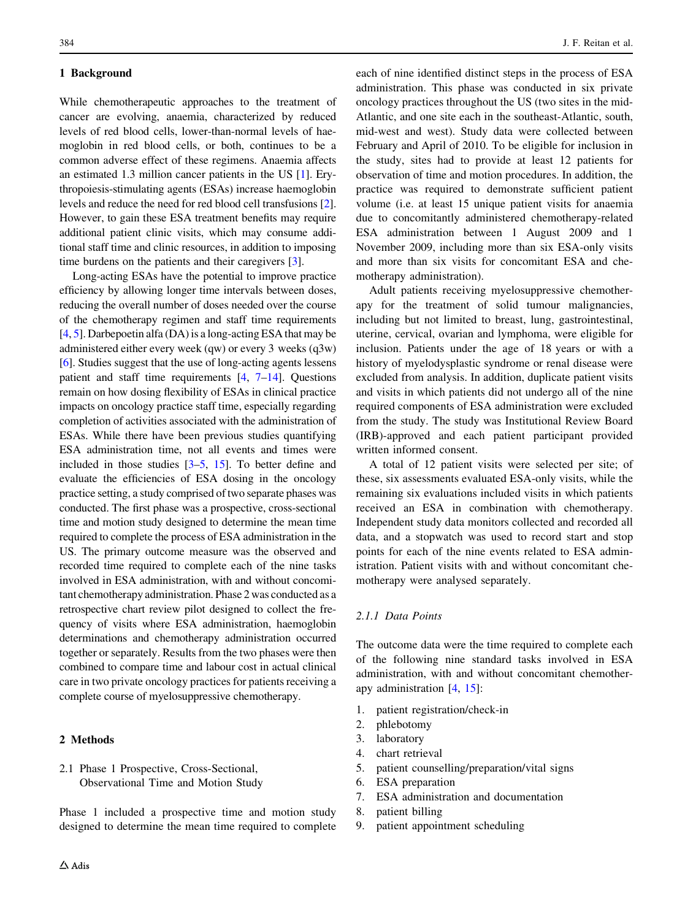## 1 Background

While chemotherapeutic approaches to the treatment of cancer are evolving, anaemia, characterized by reduced levels of red blood cells, lower-than-normal levels of haemoglobin in red blood cells, or both, continues to be a common adverse effect of these regimens. Anaemia affects an estimated 1.3 million cancer patients in the US [1]. Erythropoiesis-stimulating agents (ESAs) increase haemoglobin levels and reduce the need for red blood cell transfusions [2]. However, to gain these ESA treatment benefits may require additional patient clinic visits, which may consume additional staff time and clinic resources, in addition to imposing time burdens on the patients and their caregivers [3].

Long-acting ESAs have the potential to improve practice efficiency by allowing longer time intervals between doses, reducing the overall number of doses needed over the course of the chemotherapy regimen and staff time requirements [4, 5]. Darbepoetin alfa (DA) is a long-acting ESA that may be administered either every week (qw) or every 3 weeks (q3w) [6]. Studies suggest that the use of long-acting agents lessens patient and staff time requirements [4, 7–14]. Questions remain on how dosing flexibility of ESAs in clinical practice impacts on oncology practice staff time, especially regarding completion of activities associated with the administration of ESAs. While there have been previous studies quantifying ESA administration time, not all events and times were included in those studies [3–5, 15]. To better define and evaluate the efficiencies of ESA dosing in the oncology practice setting, a study comprised of two separate phases was conducted. The first phase was a prospective, cross-sectional time and motion study designed to determine the mean time required to complete the process of ESA administration in the US. The primary outcome measure was the observed and recorded time required to complete each of the nine tasks involved in ESA administration, with and without concomitant chemotherapy administration. Phase 2 was conducted as a retrospective chart review pilot designed to collect the frequency of visits where ESA administration, haemoglobin determinations and chemotherapy administration occurred together or separately. Results from the two phases were then combined to compare time and labour cost in actual clinical care in two private oncology practices for patients receiving a complete course of myelosuppressive chemotherapy.

## 2 Methods

### 2.1 Phase 1 Prospective, Cross-Sectional, Observational Time and Motion Study

Phase 1 included a prospective time and motion study designed to determine the mean time required to complete each of nine identified distinct steps in the process of ESA administration. This phase was conducted in six private oncology practices throughout the US (two sites in the mid-Atlantic, and one site each in the southeast-Atlantic, south, mid-west and west). Study data were collected between February and April of 2010. To be eligible for inclusion in the study, sites had to provide at least 12 patients for observation of time and motion procedures. In addition, the practice was required to demonstrate sufficient patient volume (i.e. at least 15 unique patient visits for anaemia due to concomitantly administered chemotherapy-related ESA administration between 1 August 2009 and 1 November 2009, including more than six ESA-only visits and more than six visits for concomitant ESA and chemotherapy administration).

Adult patients receiving myelosuppressive chemotherapy for the treatment of solid tumour malignancies, including but not limited to breast, lung, gastrointestinal, uterine, cervical, ovarian and lymphoma, were eligible for inclusion. Patients under the age of 18 years or with a history of myelodysplastic syndrome or renal disease were excluded from analysis. In addition, duplicate patient visits and visits in which patients did not undergo all of the nine required components of ESA administration were excluded from the study. The study was Institutional Review Board (IRB)-approved and each patient participant provided written informed consent.

A total of 12 patient visits were selected per site; of these, six assessments evaluated ESA-only visits, while the remaining six evaluations included visits in which patients received an ESA in combination with chemotherapy. Independent study data monitors collected and recorded all data, and a stopwatch was used to record start and stop points for each of the nine events related to ESA administration. Patient visits with and without concomitant chemotherapy were analysed separately.

#### *2.1.1 Data Points*

The outcome data were the time required to complete each of the following nine standard tasks involved in ESA administration, with and without concomitant chemotherapy administration [4, 15]:

1. patient registration/check-in
2. phlebotomy
3. laboratory
4. chart retrieval
5. patient counselling/preparation/vital signs
6. ESA preparation
7. ESA administration and documentation
8. patient billing
9. patient appointment scheduling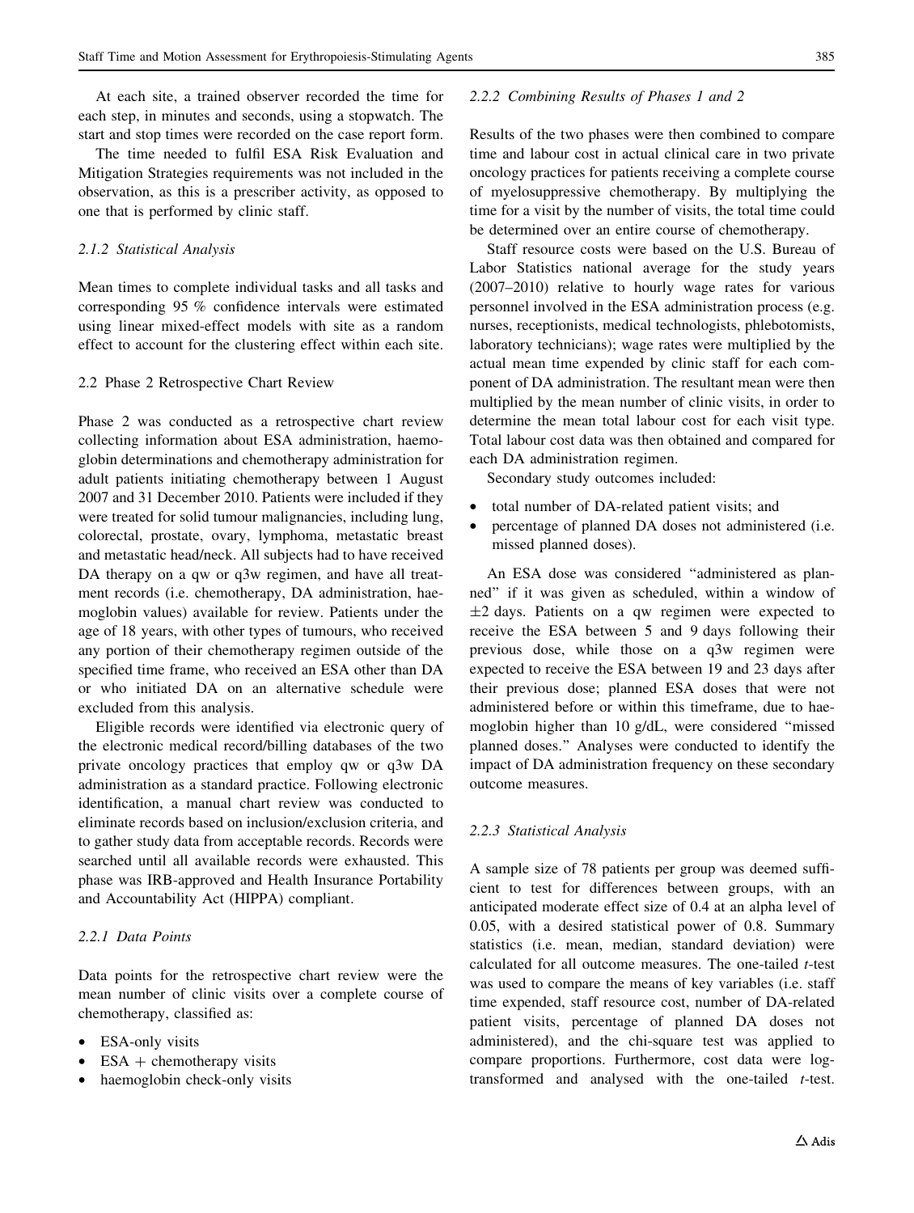At each site, a trained observer recorded the time for each step, in minutes and seconds, using a stopwatch. The start and stop times were recorded on the case report form.

The time needed to fulfil ESA Risk Evaluation and Mitigation Strategies requirements was not included in the observation, as this is a prescriber activity, as opposed to one that is performed by clinic staff.

#### 2.1.2 Statistical Analysis

Mean times to complete individual tasks and all tasks and corresponding 95 % confidence intervals were estimated using linear mixed-effect models with site as a random effect to account for the clustering effect within each site.

### 2.2 Phase 2 Retrospective Chart Review

Phase 2 was conducted as a retrospective chart review collecting information about ESA administration, haemoglobin determinations and chemotherapy administration for adult patients initiating chemotherapy between 1 August 2007 and 31 December 2010. Patients were included if they were treated for solid tumour malignancies, including lung, colorectal, prostate, ovary, lymphoma, metastatic breast and metastatic head/neck. All subjects had to have received DA therapy on a qw or q3w regimen, and have all treatment records (i.e. chemotherapy, DA administration, haemoglobin values) available for review. Patients under the age of 18 years, with other types of tumours, who received any portion of their chemotherapy regimen outside of the specified time frame, who received an ESA other than DA or who initiated DA on an alternative schedule were excluded from this analysis.

Eligible records were identified via electronic query of the electronic medical record/billing databases of the two private oncology practices that employ qw or q3w DA administration as a standard practice. Following electronic identification, a manual chart review was conducted to eliminate records based on inclusion/exclusion criteria, and to gather study data from acceptable records. Records were searched until all available records were exhausted. This phase was IRB-approved and Health Insurance Portability and Accountability Act (HIPPA) compliant.

#### 2.2.1 Data Points

Data points for the retrospective chart review were the mean number of clinic visits over a complete course of chemotherapy, classified as:

- ESA-only visits
- ESA + chemotherapy visits
- haemoglobin check-only visits

#### 2.2.2 Combining Results of Phases 1 and 2

Results of the two phases were then combined to compare time and labour cost in actual clinical care in two private oncology practices for patients receiving a complete course of myelosuppressive chemotherapy. By multiplying the time for a visit by the number of visits, the total time could be determined over an entire course of chemotherapy.

Staff resource costs were based on the U.S. Bureau of Labor Statistics national average for the study years (2007–2010) relative to hourly wage rates for various personnel involved in the ESA administration process (e.g. nurses, receptionists, medical technologists, phlebotomists, laboratory technicians); wage rates were multiplied by the actual mean time expended by clinic staff for each component of DA administration. The resultant mean were then multiplied by the mean number of clinic visits, in order to determine the mean total labour cost for each visit type. Total labour cost data was then obtained and compared for each DA administration regimen.

Secondary study outcomes included:

- total number of DA-related patient visits; and
- percentage of planned DA doses not administered (i.e. missed planned doses).

An ESA dose was considered "administered as planned" if it was given as scheduled, within a window of ±2 days. Patients on a qw regimen were expected to receive the ESA between 5 and 9 days following their previous dose, while those on a q3w regimen were expected to receive the ESA between 19 and 23 days after their previous dose; planned ESA doses that were not administered before or within this timeframe, due to haemoglobin higher than 10 g/dL, were considered "missed planned doses." Analyses were conducted to identify the impact of DA administration frequency on these secondary outcome measures.

#### 2.2.3 Statistical Analysis

A sample size of 78 patients per group was deemed sufficient to test for differences between groups, with an anticipated moderate effect size of 0.4 at an alpha level of 0.05, with a desired statistical power of 0.8. Summary statistics (i.e. mean, median, standard deviation) were calculated for all outcome measures. The one-tailed *t*-test was used to compare the means of key variables (i.e. staff time expended, staff resource cost, number of DA-related patient visits, percentage of planned DA doses not administered), and the chi-square test was applied to compare proportions. Furthermore, cost data were log-transformed and analysed with the one-tailed *t*-test.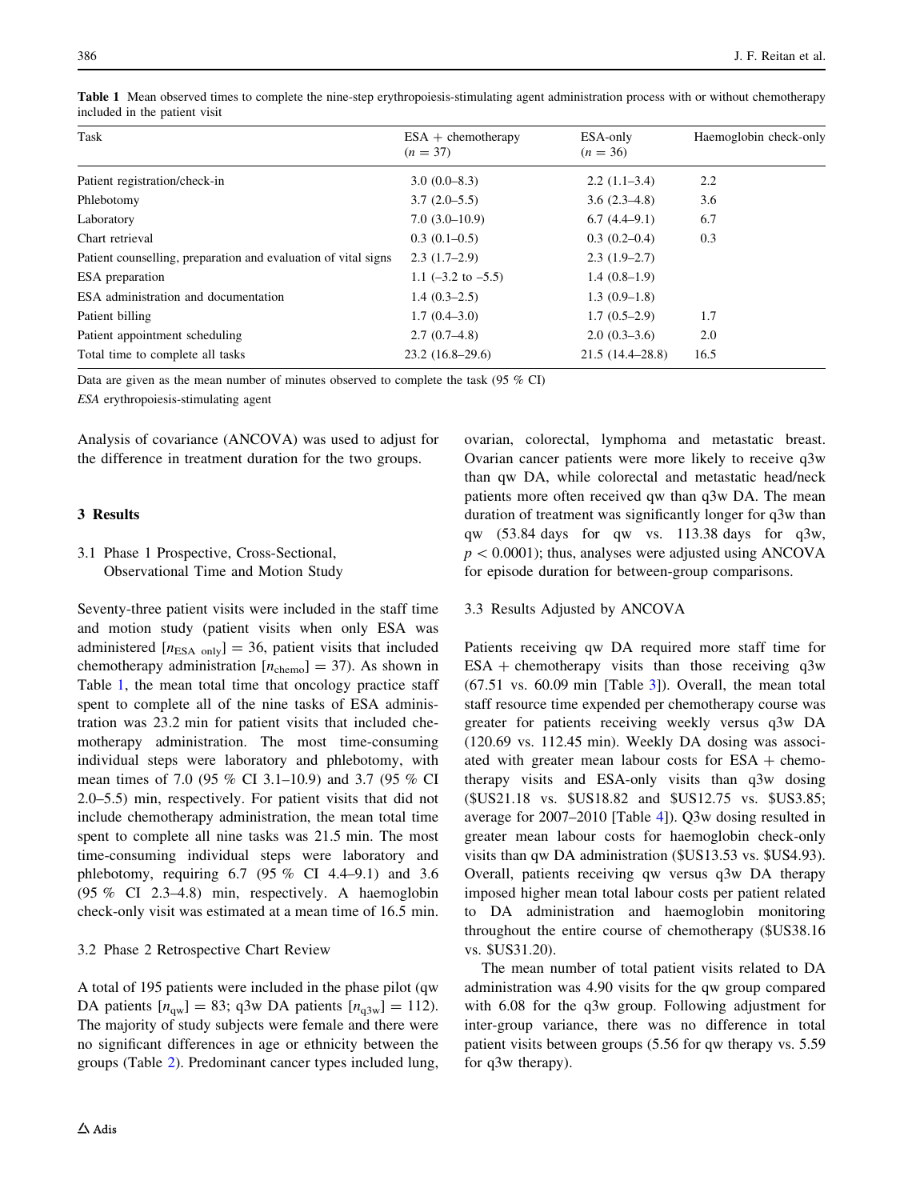**Table 1** Mean observed times to complete the nine-step erythropoiesis-stimulating agent administration process with or without chemotherapy included in the patient visit

| Task | ESA + chemotherapy ($n = 37$) | ESA-only ($n = 36$) | Haemoglobin check-only |
|---|---|---|---|
| Patient registration/check-in | 3.0 (0.0–8.3) | 2.2 (1.1–3.4) | 2.2 |
| Phlebotomy | 3.7 (2.0–5.5) | 3.6 (2.3–4.8) | 3.6 |
| Laboratory | 7.0 (3.0–10.9) | 6.7 (4.4–9.1) | 6.7 |
| Chart retrieval | 0.3 (0.1–0.5) | 0.3 (0.2–0.4) | 0.3 |
| Patient counselling, preparation and evaluation of vital signs | 2.3 (1.7–2.9) | 2.3 (1.9–2.7) | |
| ESA preparation | 1.1 (–3.2 to –5.5) | 1.4 (0.8–1.9) | |
| ESA administration and documentation | 1.4 (0.3–2.5) | 1.3 (0.9–1.8) | |
| Patient billing | 1.7 (0.4–3.0) | 1.7 (0.5–2.9) | 1.7 |
| Patient appointment scheduling | 2.7 (0.7–4.8) | 2.0 (0.3–3.6) | 2.0 |
| Total time to complete all tasks | 23.2 (16.8–29.6) | 21.5 (14.4–28.8) | 16.5 |

Data are given as the mean number of minutes observed to complete the task (95 % CI)

*ESA* erythropoiesis-stimulating agent

Analysis of covariance (ANCOVA) was used to adjust for the difference in treatment duration for the two groups.

## 3 Results

### 3.1 Phase 1 Prospective, Cross-Sectional, Observational Time and Motion Study

Seventy-three patient visits were included in the staff time and motion study (patient visits when only ESA was administered [$n_{\text{ESA only}}$] = 36, patient visits that included chemotherapy administration [$n_{\text{chemo}}$] = 37). As shown in Table 1, the mean total time that oncology practice staff spent to complete all of the nine tasks of ESA administration was 23.2 min for patient visits that included chemotherapy administration. The most time-consuming individual steps were laboratory and phlebotomy, with mean times of 7.0 (95 % CI 3.1–10.9) and 3.7 (95 % CI 2.0–5.5) min, respectively. For patient visits that did not include chemotherapy administration, the mean total time spent to complete all nine tasks was 21.5 min. The most time-consuming individual steps were laboratory and phlebotomy, requiring 6.7 (95 % CI 4.4–9.1) and 3.6 (95 % CI 2.3–4.8) min, respectively. A haemoglobin check-only visit was estimated at a mean time of 16.5 min.

### 3.2 Phase 2 Retrospective Chart Review

A total of 195 patients were included in the phase pilot (qw DA patients [$n_{\text{qw}}$] = 83; q3w DA patients [$n_{\text{q3w}}$] = 112). The majority of study subjects were female and there were no significant differences in age or ethnicity between the groups (Table 2). Predominant cancer types included lung, ovarian, colorectal, lymphoma and metastatic breast. Ovarian cancer patients were more likely to receive q3w than qw DA, while colorectal and metastatic head/neck patients more often received qw than q3w DA. The mean duration of treatment was significantly longer for q3w than qw (53.84 days for qw vs. 113.38 days for q3w, $p < 0.0001$); thus, analyses were adjusted using ANCOVA for episode duration for between-group comparisons.

### 3.3 Results Adjusted by ANCOVA

Patients receiving qw DA required more staff time for ESA + chemotherapy visits than those receiving q3w (67.51 vs. 60.09 min [Table 3]). Overall, the mean total staff resource time expended per chemotherapy course was greater for patients receiving weekly versus q3w DA (120.69 vs. 112.45 min). Weekly DA dosing was associated with greater mean labour costs for ESA + chemotherapy visits and ESA-only visits than q3w dosing ($US21.18 vs. $US18.82 and $US12.75 vs. $US3.85; average for 2007–2010 [Table 4]). Q3w dosing resulted in greater mean labour costs for haemoglobin check-only visits than qw DA administration ($US13.53 vs. $US4.93). Overall, patients receiving qw versus q3w DA therapy imposed higher mean total labour costs per patient related to DA administration and haemoglobin monitoring throughout the entire course of chemotherapy ($US38.16 vs. $US31.20).

The mean number of total patient visits related to DA administration was 4.90 visits for the qw group compared with 6.08 for the q3w group. Following adjustment for inter-group variance, there was no difference in total patient visits between groups (5.56 for qw therapy vs. 5.59 for q3w therapy).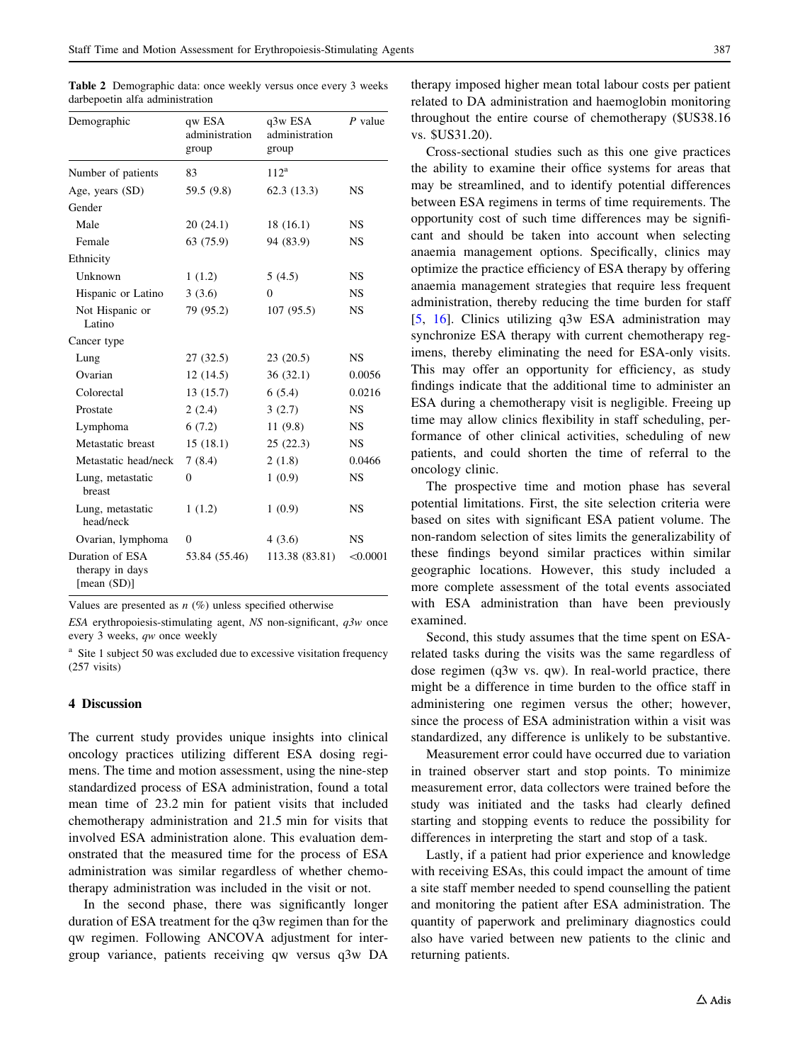**Table 2** Demographic data: once weekly versus once every 3 weeks darbepoetin alfa administration

| Demographic | qw ESA administration group | q3w ESA administration group | *P* value |
|---|---|---|---|
| Number of patients | 83 | 112[a] | |
| Age, years (SD) | 59.5 (9.8) | 62.3 (13.3) | NS |
| Gender | | | |
| Male | 20 (24.1) | 18 (16.1) | NS |
| Female | 63 (75.9) | 94 (83.9) | NS |
| Ethnicity | | | |
| Unknown | 1 (1.2) | 5 (4.5) | NS |
| Hispanic or Latino | 3 (3.6) | 0 | NS |
| Not Hispanic or Latino | 79 (95.2) | 107 (95.5) | NS |
| Cancer type | | | |
| Lung | 27 (32.5) | 23 (20.5) | NS |
| Ovarian | 12 (14.5) | 36 (32.1) | 0.0056 |
| Colorectal | 13 (15.7) | 6 (5.4) | 0.0216 |
| Prostate | 2 (2.4) | 3 (2.7) | NS |
| Lymphoma | 6 (7.2) | 11 (9.8) | NS |
| Metastatic breast | 15 (18.1) | 25 (22.3) | NS |
| Metastatic head/neck | 7 (8.4) | 2 (1.8) | 0.0466 |
| Lung, metastatic breast | 0 | 1 (0.9) | NS |
| Lung, metastatic head/neck | 1 (1.2) | 1 (0.9) | NS |
| Ovarian, lymphoma | 0 | 4 (3.6) | NS |
| Duration of ESA therapy in days [mean (SD)] | 53.84 (55.46) | 113.38 (83.81) | <0.0001 |

Values are presented as *n* (%) unless specified otherwise

*ESA* erythropoiesis-stimulating agent, *NS* non-significant, *q3w* once every 3 weeks, *qw* once weekly

[a] Site 1 subject 50 was excluded due to excessive visitation frequency (257 visits)

## 4 Discussion

The current study provides unique insights into clinical oncology practices utilizing different ESA dosing regimens. The time and motion assessment, using the nine-step standardized process of ESA administration, found a total mean time of 23.2 min for patient visits that included chemotherapy administration and 21.5 min for visits that involved ESA administration alone. This evaluation demonstrated that the measured time for the process of ESA administration was similar regardless of whether chemotherapy administration was included in the visit or not.

In the second phase, there was significantly longer duration of ESA treatment for the q3w regimen than for the qw regimen. Following ANCOVA adjustment for intergroup variance, patients receiving qw versus q3w DA therapy imposed higher mean total labour costs per patient related to DA administration and haemoglobin monitoring throughout the entire course of chemotherapy ($US38.16 vs. $US31.20).

Cross-sectional studies such as this one give practices the ability to examine their office systems for areas that may be streamlined, and to identify potential differences between ESA regimens in terms of time requirements. The opportunity cost of such time differences may be significant and should be taken into account when selecting anaemia management options. Specifically, clinics may optimize the practice efficiency of ESA therapy by offering anaemia management strategies that require less frequent administration, thereby reducing the time burden for staff [5, 16]. Clinics utilizing q3w ESA administration may synchronize ESA therapy with current chemotherapy regimens, thereby eliminating the need for ESA-only visits. This may offer an opportunity for efficiency, as study findings indicate that the additional time to administer an ESA during a chemotherapy visit is negligible. Freeing up time may allow clinics flexibility in staff scheduling, performance of other clinical activities, scheduling of new patients, and could shorten the time of referral to the oncology clinic.

The prospective time and motion phase has several potential limitations. First, the site selection criteria were based on sites with significant ESA patient volume. The non-random selection of sites limits the generalizability of these findings beyond similar practices within similar geographic locations. However, this study included a more complete assessment of the total events associated with ESA administration than have been previously examined.

Second, this study assumes that the time spent on ESA-related tasks during the visits was the same regardless of dose regimen (q3w vs. qw). In real-world practice, there might be a difference in time burden to the office staff in administering one regimen versus the other; however, since the process of ESA administration within a visit was standardized, any difference is unlikely to be substantive.

Measurement error could have occurred due to variation in trained observer start and stop points. To minimize measurement error, data collectors were trained before the study was initiated and the tasks had clearly defined starting and stopping events to reduce the possibility for differences in interpreting the start and stop of a task.

Lastly, if a patient had prior experience and knowledge with receiving ESAs, this could impact the amount of time a site staff member needed to spend counselling the patient and monitoring the patient after ESA administration. The quantity of paperwork and preliminary diagnostics could also have varied between new patients to the clinic and returning patients.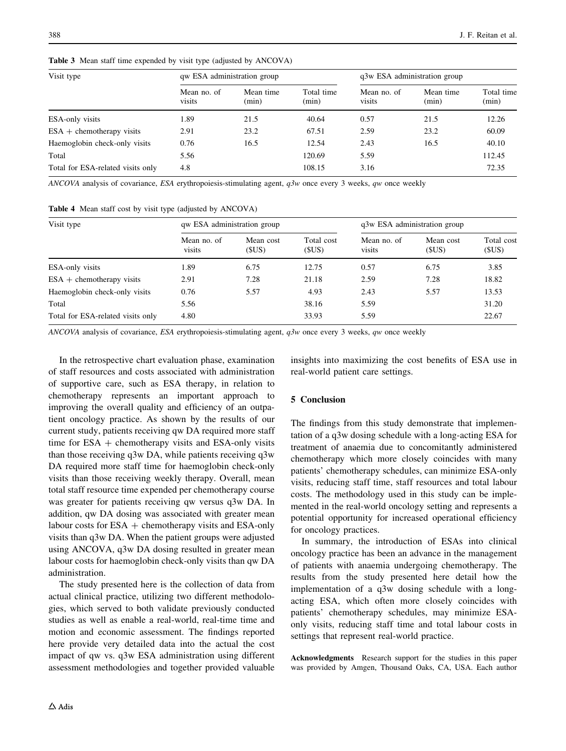**Table 3** Mean staff time expended by visit type (adjusted by ANCOVA)

| Visit type | qw ESA administration group | | | q3w ESA administration group | | |
|---|---|---|---|---|---|---|
| | Mean no. of visits | Mean time (min) | Total time (min) | Mean no. of visits | Mean time (min) | Total time (min) |
| ESA-only visits | 1.89 | 21.5 | 40.64 | 0.57 | 21.5 | 12.26 |
| ESA + chemotherapy visits | 2.91 | 23.2 | 67.51 | 2.59 | 23.2 | 60.09 |
| Haemoglobin check-only visits | 0.76 | 16.5 | 12.54 | 2.43 | 16.5 | 40.10 |
| Total | 5.56 | | 120.69 | 5.59 | | 112.45 |
| Total for ESA-related visits only | 4.8 | | 108.15 | 3.16 | | 72.35 |

*ANCOVA* analysis of covariance, *ESA* erythropoiesis-stimulating agent, *q3w* once every 3 weeks, *qw* once weekly

**Table 4** Mean staff cost by visit type (adjusted by ANCOVA)

| Visit type | qw ESA administration group | | | q3w ESA administration group | | |
|---|---|---|---|---|---|---|
| | Mean no. of visits | Mean cost ($US) | Total cost ($US) | Mean no. of visits | Mean cost ($US) | Total cost ($US) |
| ESA-only visits | 1.89 | 6.75 | 12.75 | 0.57 | 6.75 | 3.85 |
| ESA + chemotherapy visits | 2.91 | 7.28 | 21.18 | 2.59 | 7.28 | 18.82 |
| Haemoglobin check-only visits | 0.76 | 5.57 | 4.93 | 2.43 | 5.57 | 13.53 |
| Total | 5.56 | | 38.16 | 5.59 | | 31.20 |
| Total for ESA-related visits only | 4.80 | | 33.93 | 5.59 | | 22.67 |

*ANCOVA* analysis of covariance, *ESA* erythropoiesis-stimulating agent, *q3w* once every 3 weeks, *qw* once weekly

In the retrospective chart evaluation phase, examination of staff resources and costs associated with administration of supportive care, such as ESA therapy, in relation to chemotherapy represents an important approach to improving the overall quality and efficiency of an outpatient oncology practice. As shown by the results of our current study, patients receiving qw DA required more staff time for ESA + chemotherapy visits and ESA-only visits than those receiving q3w DA, while patients receiving q3w DA required more staff time for haemoglobin check-only visits than those receiving weekly therapy. Overall, mean total staff resource time expended per chemotherapy course was greater for patients receiving qw versus q3w DA. In addition, qw DA dosing was associated with greater mean labour costs for ESA + chemotherapy visits and ESA-only visits than q3w DA. When the patient groups were adjusted using ANCOVA, q3w DA dosing resulted in greater mean labour costs for haemoglobin check-only visits than qw DA administration.

The study presented here is the collection of data from actual clinical practice, utilizing two different methodologies, which served to both validate previously conducted studies as well as enable a real-world, real-time time and motion and economic assessment. The findings reported here provide very detailed data into the actual the cost impact of qw vs. q3w ESA administration using different assessment methodologies and together provided valuable insights into maximizing the cost benefits of ESA use in real-world patient care settings.

## 5 Conclusion

The findings from this study demonstrate that implementation of a q3w dosing schedule with a long-acting ESA for treatment of anaemia due to concomitantly administered chemotherapy which more closely coincides with many patients' chemotherapy schedules, can minimize ESA-only visits, reducing staff time, staff resources and total labour costs. The methodology used in this study can be implemented in the real-world oncology setting and represents a potential opportunity for increased operational efficiency for oncology practices.

In summary, the introduction of ESAs into clinical oncology practice has been an advance in the management of patients with anaemia undergoing chemotherapy. The results from the study presented here detail how the implementation of a q3w dosing schedule with a long-acting ESA, which often more closely coincides with patients' chemotherapy schedules, may minimize ESA-only visits, reducing staff time and total labour costs in settings that represent real-world practice.

**Acknowledgments** Research support for the studies in this paper was provided by Amgen, Thousand Oaks, CA, USA. Each author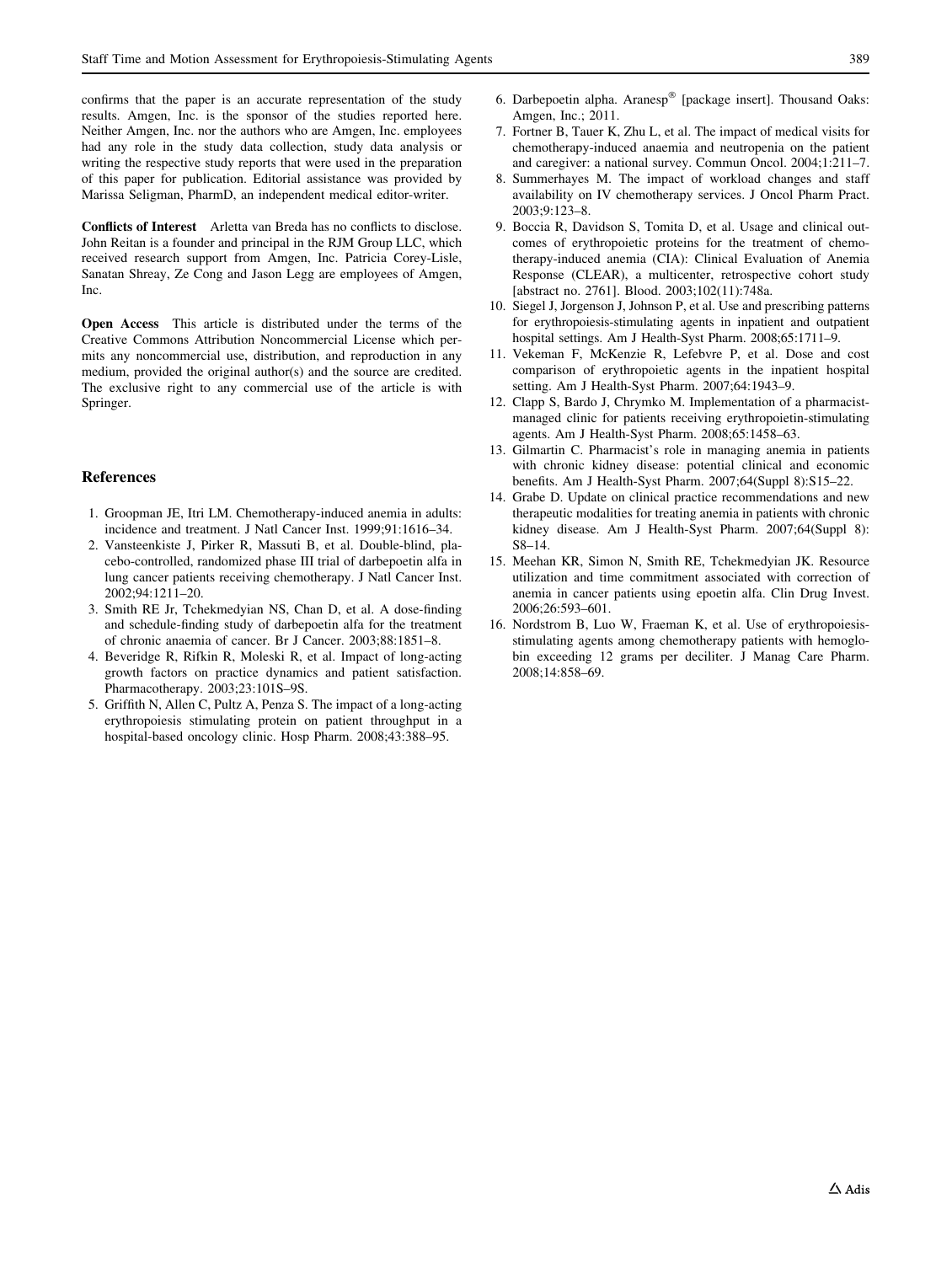confirms that the paper is an accurate representation of the study results. Amgen, Inc. is the sponsor of the studies reported here. Neither Amgen, Inc. nor the authors who are Amgen, Inc. employees had any role in the study data collection, study data analysis or writing the respective study reports that were used in the preparation of this paper for publication. Editorial assistance was provided by Marissa Seligman, PharmD, an independent medical editor-writer.

**Conflicts of Interest** Arletta van Breda has no conflicts to disclose. John Reitan is a founder and principal in the RJM Group LLC, which received research support from Amgen, Inc. Patricia Corey-Lisle, Sanatan Shreay, Ze Cong and Jason Legg are employees of Amgen, Inc.

**Open Access** This article is distributed under the terms of the Creative Commons Attribution Noncommercial License which permits any noncommercial use, distribution, and reproduction in any medium, provided the original author(s) and the source are credited. The exclusive right to any commercial use of the article is with Springer.

## References

1. Groopman JE, Itri LM. Chemotherapy-induced anemia in adults: incidence and treatment. J Natl Cancer Inst. 1999;91:1616–34.
2. Vansteenkiste J, Pirker R, Massuti B, et al. Double-blind, placebo-controlled, randomized phase III trial of darbepoetin alfa in lung cancer patients receiving chemotherapy. J Natl Cancer Inst. 2002;94:1211–20.
3. Smith RE Jr, Tchekmedyian NS, Chan D, et al. A dose-finding and schedule-finding study of darbepoetin alfa for the treatment of chronic anaemia of cancer. Br J Cancer. 2003;88:1851–8.
4. Beveridge R, Rifkin R, Moleski R, et al. Impact of long-acting growth factors on practice dynamics and patient satisfaction. Pharmacotherapy. 2003;23:101S–9S.
5. Griffith N, Allen C, Pultz A, Penza S. The impact of a long-acting erythropoiesis stimulating protein on patient throughput in a hospital-based oncology clinic. Hosp Pharm. 2008;43:388–95.
6. Darbepoetin alpha. Aranesp® [package insert]. Thousand Oaks: Amgen, Inc.; 2011.
7. Fortner B, Tauer K, Zhu L, et al. The impact of medical visits for chemotherapy-induced anaemia and neutropenia on the patient and caregiver: a national survey. Commun Oncol. 2004;1:211–7.
8. Summerhayes M. The impact of workload changes and staff availability on IV chemotherapy services. J Oncol Pharm Pract. 2003;9:123–8.
9. Boccia R, Davidson S, Tomita D, et al. Usage and clinical outcomes of erythropoietic proteins for the treatment of chemotherapy-induced anemia (CIA): Clinical Evaluation of Anemia Response (CLEAR), a multicenter, retrospective cohort study [abstract no. 2761]. Blood. 2003;102(11):748a.
10. Siegel J, Jorgenson J, Johnson P, et al. Use and prescribing patterns for erythropoiesis-stimulating agents in inpatient and outpatient hospital settings. Am J Health-Syst Pharm. 2008;65:1711–9.
11. Vekeman F, McKenzie R, Lefebvre P, et al. Dose and cost comparison of erythropoietic agents in the inpatient hospital setting. Am J Health-Syst Pharm. 2007;64:1943–9.
12. Clapp S, Bardo J, Chrymko M. Implementation of a pharmacist-managed clinic for patients receiving erythropoietin-stimulating agents. Am J Health-Syst Pharm. 2008;65:1458–63.
13. Gilmartin C. Pharmacist's role in managing anemia in patients with chronic kidney disease: potential clinical and economic benefits. Am J Health-Syst Pharm. 2007;64(Suppl 8):S15–22.
14. Grabe D. Update on clinical practice recommendations and new therapeutic modalities for treating anemia in patients with chronic kidney disease. Am J Health-Syst Pharm. 2007;64(Suppl 8): S8–14.
15. Meehan KR, Simon N, Smith RE, Tchekmedyian JK. Resource utilization and time commitment associated with correction of anemia in cancer patients using epoetin alfa. Clin Drug Invest. 2006;26:593–601.
16. Nordstrom B, Luo W, Fraeman K, et al. Use of erythropoiesis-stimulating agents among chemotherapy patients with hemoglobin exceeding 12 grams per deciliter. J Manag Care Pharm. 2008;14:858–69.